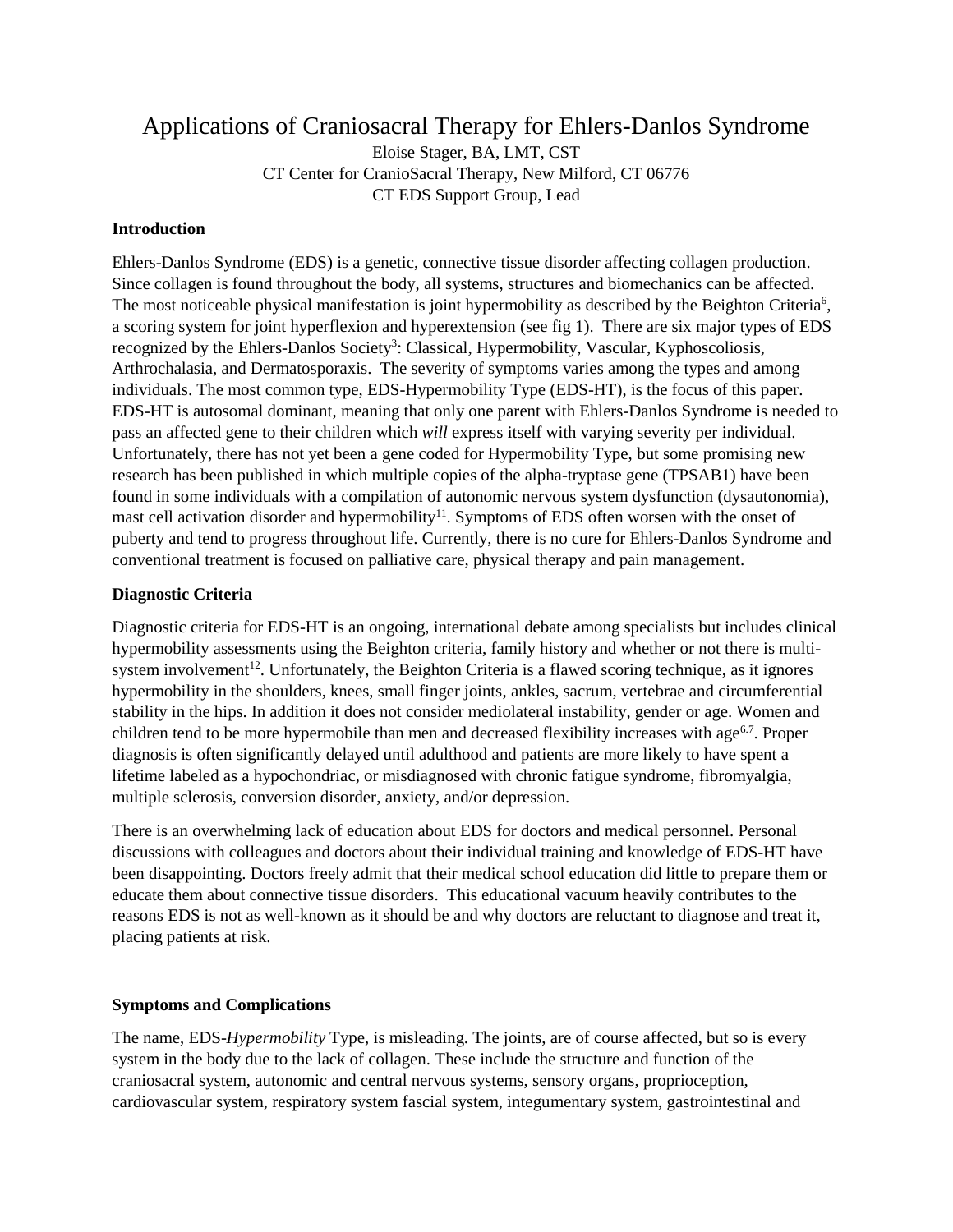# Applications of Craniosacral Therapy for Ehlers-Danlos Syndrome

Eloise Stager, BA, LMT, CST
CT Center for CranioSacral Therapy, New Milford, CT 06776
CT EDS Support Group, Lead

### Introduction

Ehlers-Danlos Syndrome (EDS) is a genetic, connective tissue disorder affecting collagen production. Since collagen is found throughout the body, all systems, structures and biomechanics can be affected. The most noticeable physical manifestation is joint hypermobility as described by the Beighton Criteria[6], a scoring system for joint hyperflexion and hyperextension (see fig 1). There are six major types of EDS recognized by the Ehlers-Danlos Society[3]: Classical, Hypermobility, Vascular, Kyphoscoliosis, Arthrochalasia, and Dermatosporaxis. The severity of symptoms varies among the types and among individuals. The most common type, EDS-Hypermobility Type (EDS-HT), is the focus of this paper. EDS-HT is autosomal dominant, meaning that only one parent with Ehlers-Danlos Syndrome is needed to pass an affected gene to their children which *will* express itself with varying severity per individual. Unfortunately, there has not yet been a gene coded for Hypermobility Type, but some promising new research has been published in which multiple copies of the alpha-tryptase gene (TPSAB1) have been found in some individuals with a compilation of autonomic nervous system dysfunction (dysautonomia), mast cell activation disorder and hypermobility[11]. Symptoms of EDS often worsen with the onset of puberty and tend to progress throughout life. Currently, there is no cure for Ehlers-Danlos Syndrome and conventional treatment is focused on palliative care, physical therapy and pain management.

### Diagnostic Criteria

Diagnostic criteria for EDS-HT is an ongoing, international debate among specialists but includes clinical hypermobility assessments using the Beighton criteria, family history and whether or not there is multi-system involvement[12]. Unfortunately, the Beighton Criteria is a flawed scoring technique, as it ignores hypermobility in the shoulders, knees, small finger joints, ankles, sacrum, vertebrae and circumferential stability in the hips. In addition it does not consider mediolateral instability, gender or age. Women and children tend to be more hypermobile than men and decreased flexibility increases with age[6,7]. Proper diagnosis is often significantly delayed until adulthood and patients are more likely to have spent a lifetime labeled as a hypochondriac, or misdiagnosed with chronic fatigue syndrome, fibromyalgia, multiple sclerosis, conversion disorder, anxiety, and/or depression.

There is an overwhelming lack of education about EDS for doctors and medical personnel. Personal discussions with colleagues and doctors about their individual training and knowledge of EDS-HT have been disappointing. Doctors freely admit that their medical school education did little to prepare them or educate them about connective tissue disorders. This educational vacuum heavily contributes to the reasons EDS is not as well-known as it should be and why doctors are reluctant to diagnose and treat it, placing patients at risk.

### Symptoms and Complications

The name, EDS-*Hypermobility* Type, is misleading. The joints, are of course affected, but so is every system in the body due to the lack of collagen. These include the structure and function of the craniosacral system, autonomic and central nervous systems, sensory organs, proprioception, cardiovascular system, respiratory system fascial system, integumentary system, gastrointestinal and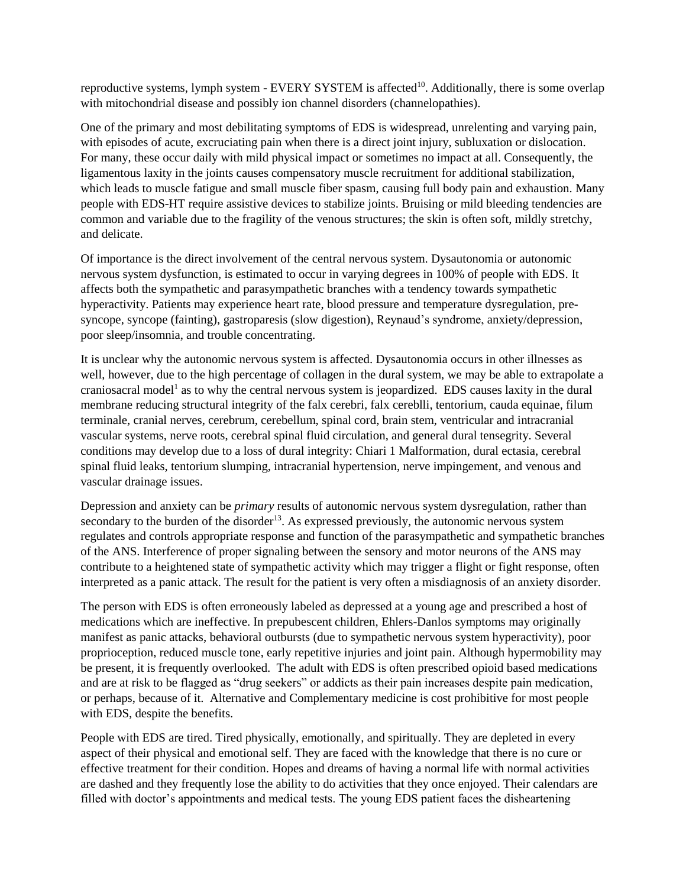reproductive systems, lymph system - EVERY SYSTEM is affected[10]. Additionally, there is some overlap with mitochondrial disease and possibly ion channel disorders (channelopathies).

One of the primary and most debilitating symptoms of EDS is widespread, unrelenting and varying pain, with episodes of acute, excruciating pain when there is a direct joint injury, subluxation or dislocation. For many, these occur daily with mild physical impact or sometimes no impact at all. Consequently, the ligamentous laxity in the joints causes compensatory muscle recruitment for additional stabilization, which leads to muscle fatigue and small muscle fiber spasm, causing full body pain and exhaustion. Many people with EDS-HT require assistive devices to stabilize joints. Bruising or mild bleeding tendencies are common and variable due to the fragility of the venous structures; the skin is often soft, mildly stretchy, and delicate.

Of importance is the direct involvement of the central nervous system. Dysautonomia or autonomic nervous system dysfunction, is estimated to occur in varying degrees in 100% of people with EDS. It affects both the sympathetic and parasympathetic branches with a tendency towards sympathetic hyperactivity. Patients may experience heart rate, blood pressure and temperature dysregulation, pre-syncope, syncope (fainting), gastroparesis (slow digestion), Reynaud's syndrome, anxiety/depression, poor sleep/insomnia, and trouble concentrating.

It is unclear why the autonomic nervous system is affected. Dysautonomia occurs in other illnesses as well, however, due to the high percentage of collagen in the dural system, we may be able to extrapolate a craniosacral model[1] as to why the central nervous system is jeopardized. EDS causes laxity in the dural membrane reducing structural integrity of the falx cerebri, falx cereblli, tentorium, cauda equinae, filum terminale, cranial nerves, cerebrum, cerebellum, spinal cord, brain stem, ventricular and intracranial vascular systems, nerve roots, cerebral spinal fluid circulation, and general dural tensegrity. Several conditions may develop due to a loss of dural integrity: Chiari 1 Malformation, dural ectasia, cerebral spinal fluid leaks, tentorium slumping, intracranial hypertension, nerve impingement, and venous and vascular drainage issues.

Depression and anxiety can be *primary* results of autonomic nervous system dysregulation, rather than secondary to the burden of the disorder[13]. As expressed previously, the autonomic nervous system regulates and controls appropriate response and function of the parasympathetic and sympathetic branches of the ANS. Interference of proper signaling between the sensory and motor neurons of the ANS may contribute to a heightened state of sympathetic activity which may trigger a flight or fight response, often interpreted as a panic attack. The result for the patient is very often a misdiagnosis of an anxiety disorder.

The person with EDS is often erroneously labeled as depressed at a young age and prescribed a host of medications which are ineffective. In prepubescent children, Ehlers-Danlos symptoms may originally manifest as panic attacks, behavioral outbursts (due to sympathetic nervous system hyperactivity), poor proprioception, reduced muscle tone, early repetitive injuries and joint pain. Although hypermobility may be present, it is frequently overlooked. The adult with EDS is often prescribed opioid based medications and are at risk to be flagged as "drug seekers" or addicts as their pain increases despite pain medication, or perhaps, because of it. Alternative and Complementary medicine is cost prohibitive for most people with EDS, despite the benefits.

People with EDS are tired. Tired physically, emotionally, and spiritually. They are depleted in every aspect of their physical and emotional self. They are faced with the knowledge that there is no cure or effective treatment for their condition. Hopes and dreams of having a normal life with normal activities are dashed and they frequently lose the ability to do activities that they once enjoyed. Their calendars are filled with doctor's appointments and medical tests. The young EDS patient faces the disheartening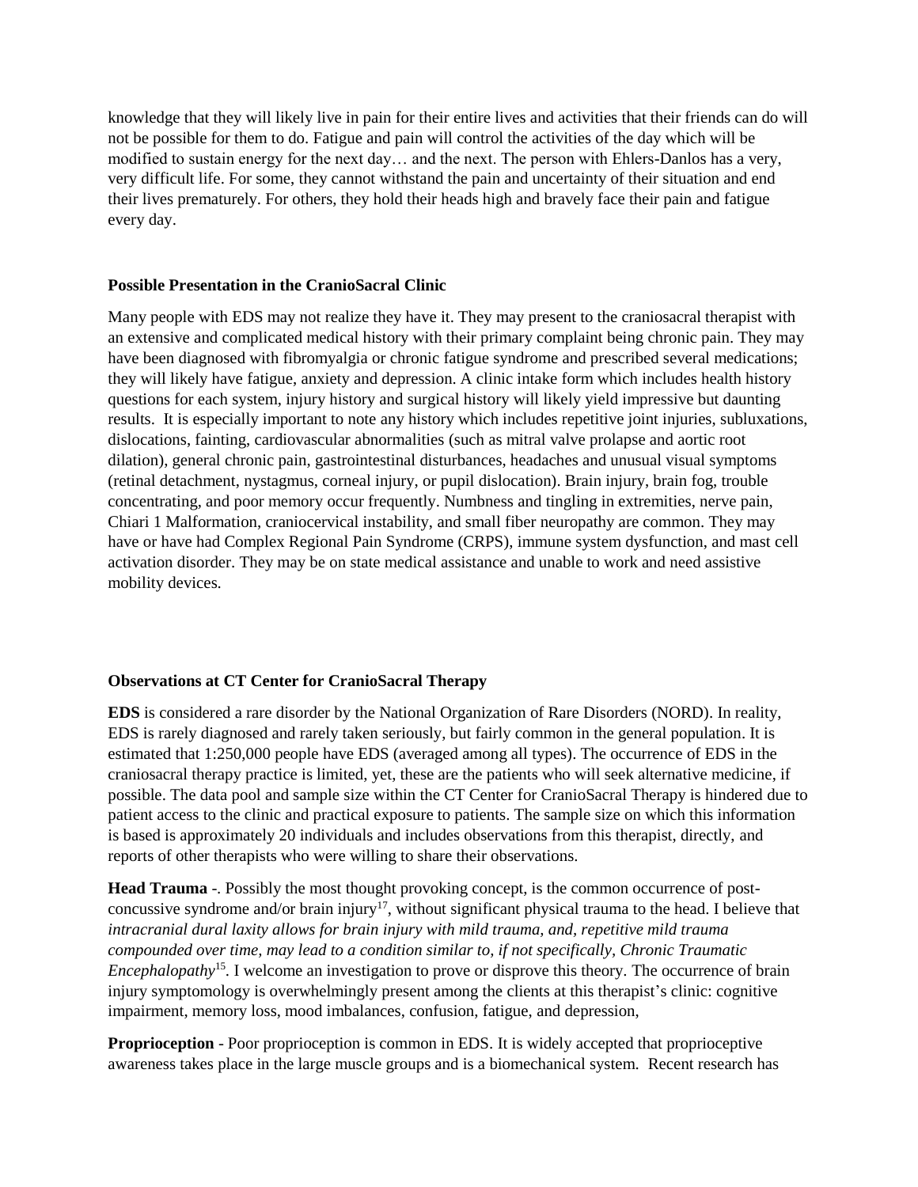knowledge that they will likely live in pain for their entire lives and activities that their friends can do will not be possible for them to do. Fatigue and pain will control the activities of the day which will be modified to sustain energy for the next day… and the next. The person with Ehlers-Danlos has a very, very difficult life. For some, they cannot withstand the pain and uncertainty of their situation and end their lives prematurely. For others, they hold their heads high and bravely face their pain and fatigue every day.

**Possible Presentation in the CranioSacral Clinic**

Many people with EDS may not realize they have it. They may present to the craniosacral therapist with an extensive and complicated medical history with their primary complaint being chronic pain. They may have been diagnosed with fibromyalgia or chronic fatigue syndrome and prescribed several medications; they will likely have fatigue, anxiety and depression. A clinic intake form which includes health history questions for each system, injury history and surgical history will likely yield impressive but daunting results. It is especially important to note any history which includes repetitive joint injuries, subluxations, dislocations, fainting, cardiovascular abnormalities (such as mitral valve prolapse and aortic root dilation), general chronic pain, gastrointestinal disturbances, headaches and unusual visual symptoms (retinal detachment, nystagmus, corneal injury, or pupil dislocation). Brain injury, brain fog, trouble concentrating, and poor memory occur frequently. Numbness and tingling in extremities, nerve pain, Chiari 1 Malformation, craniocervical instability, and small fiber neuropathy are common. They may have or have had Complex Regional Pain Syndrome (CRPS), immune system dysfunction, and mast cell activation disorder. They may be on state medical assistance and unable to work and need assistive mobility devices.

**Observations at CT Center for CranioSacral Therapy**

**EDS** is considered a rare disorder by the National Organization of Rare Disorders (NORD). In reality, EDS is rarely diagnosed and rarely taken seriously, but fairly common in the general population. It is estimated that 1:250,000 people have EDS (averaged among all types). The occurrence of EDS in the craniosacral therapy practice is limited, yet, these are the patients who will seek alternative medicine, if possible. The data pool and sample size within the CT Center for CranioSacral Therapy is hindered due to patient access to the clinic and practical exposure to patients. The sample size on which this information is based is approximately 20 individuals and includes observations from this therapist, directly, and reports of other therapists who were willing to share their observations.

**Head Trauma** -. Possibly the most thought provoking concept, is the common occurrence of post-concussive syndrome and/or brain injury[17], without significant physical trauma to the head. I believe that *intracranial dural laxity allows for brain injury with mild trauma, and, repetitive mild trauma compounded over time, may lead to a condition similar to, if not specifically, Chronic Traumatic Encephalopathy*[15]. I welcome an investigation to prove or disprove this theory. The occurrence of brain injury symptomology is overwhelmingly present among the clients at this therapist's clinic: cognitive impairment, memory loss, mood imbalances, confusion, fatigue, and depression,

**Proprioception** - Poor proprioception is common in EDS. It is widely accepted that proprioceptive awareness takes place in the large muscle groups and is a biomechanical system. Recent research has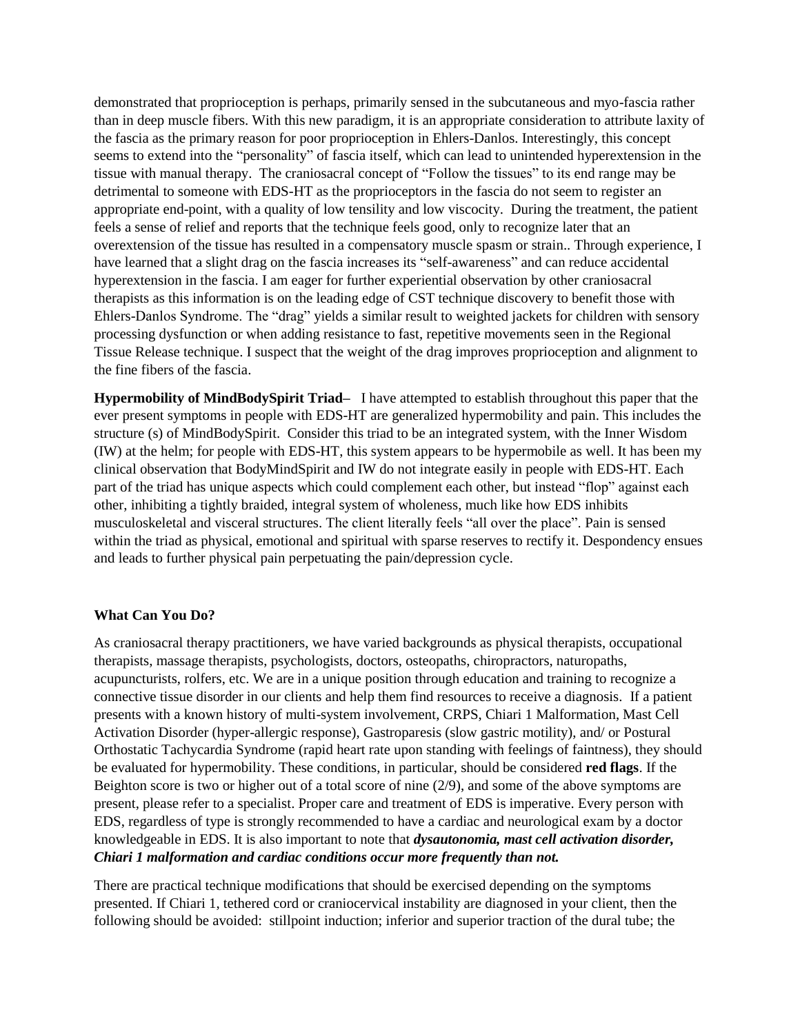demonstrated that proprioception is perhaps, primarily sensed in the subcutaneous and myo-fascia rather than in deep muscle fibers. With this new paradigm, it is an appropriate consideration to attribute laxity of the fascia as the primary reason for poor proprioception in Ehlers-Danlos. Interestingly, this concept seems to extend into the "personality" of fascia itself, which can lead to unintended hyperextension in the tissue with manual therapy. The craniosacral concept of "Follow the tissues" to its end range may be detrimental to someone with EDS-HT as the proprioceptors in the fascia do not seem to register an appropriate end-point, with a quality of low tensility and low viscocity. During the treatment, the patient feels a sense of relief and reports that the technique feels good, only to recognize later that an overextension of the tissue has resulted in a compensatory muscle spasm or strain.. Through experience, I have learned that a slight drag on the fascia increases its "self-awareness" and can reduce accidental hyperextension in the fascia. I am eager for further experiential observation by other craniosacral therapists as this information is on the leading edge of CST technique discovery to benefit those with Ehlers-Danlos Syndrome. The "drag" yields a similar result to weighted jackets for children with sensory processing dysfunction or when adding resistance to fast, repetitive movements seen in the Regional Tissue Release technique. I suspect that the weight of the drag improves proprioception and alignment to the fine fibers of the fascia.

**Hypermobility of MindBodySpirit Triad**– I have attempted to establish throughout this paper that the ever present symptoms in people with EDS-HT are generalized hypermobility and pain. This includes the structure (s) of MindBodySpirit. Consider this triad to be an integrated system, with the Inner Wisdom (IW) at the helm; for people with EDS-HT, this system appears to be hypermobile as well. It has been my clinical observation that BodyMindSpirit and IW do not integrate easily in people with EDS-HT. Each part of the triad has unique aspects which could complement each other, but instead "flop" against each other, inhibiting a tightly braided, integral system of wholeness, much like how EDS inhibits musculoskeletal and visceral structures. The client literally feels "all over the place". Pain is sensed within the triad as physical, emotional and spiritual with sparse reserves to rectify it. Despondency ensues and leads to further physical pain perpetuating the pain/depression cycle.

**What Can You Do?**

As craniosacral therapy practitioners, we have varied backgrounds as physical therapists, occupational therapists, massage therapists, psychologists, doctors, osteopaths, chiropractors, naturopaths, acupuncturists, rolfers, etc. We are in a unique position through education and training to recognize a connective tissue disorder in our clients and help them find resources to receive a diagnosis. If a patient presents with a known history of multi-system involvement, CRPS, Chiari 1 Malformation, Mast Cell Activation Disorder (hyper-allergic response), Gastroparesis (slow gastric motility), and/ or Postural Orthostatic Tachycardia Syndrome (rapid heart rate upon standing with feelings of faintness), they should be evaluated for hypermobility. These conditions, in particular, should be considered **red flags**. If the Beighton score is two or higher out of a total score of nine (2/9), and some of the above symptoms are present, please refer to a specialist. Proper care and treatment of EDS is imperative. Every person with EDS, regardless of type is strongly recommended to have a cardiac and neurological exam by a doctor knowledgeable in EDS. It is also important to note that ***dysautonomia, mast cell activation disorder, Chiari 1 malformation and cardiac conditions occur more frequently than not.***

There are practical technique modifications that should be exercised depending on the symptoms presented. If Chiari 1, tethered cord or craniocervical instability are diagnosed in your client, then the following should be avoided: stillpoint induction; inferior and superior traction of the dural tube; the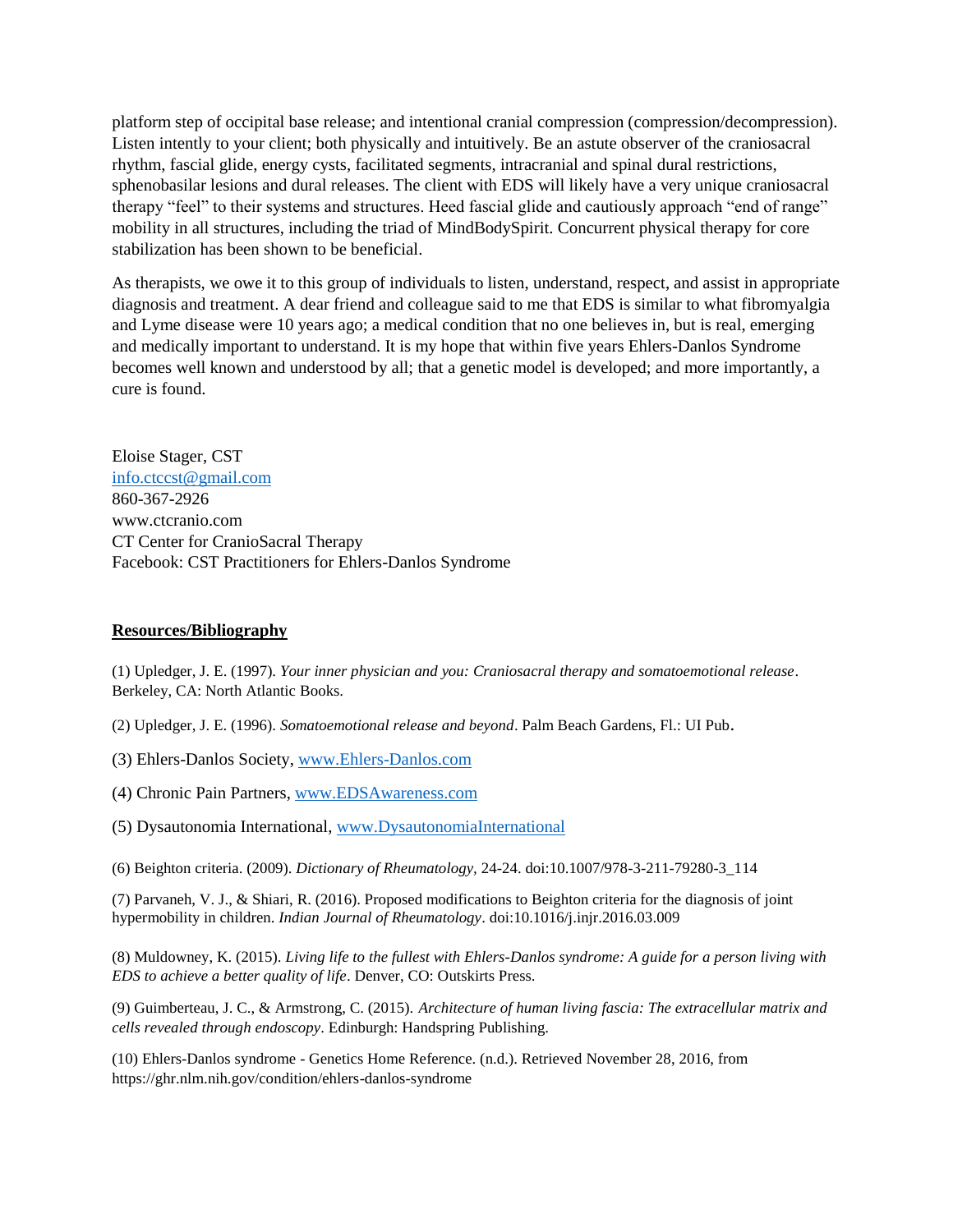platform step of occipital base release; and intentional cranial compression (compression/decompression). Listen intently to your client; both physically and intuitively. Be an astute observer of the craniosacral rhythm, fascial glide, energy cysts, facilitated segments, intracranial and spinal dural restrictions, sphenobasilar lesions and dural releases. The client with EDS will likely have a very unique craniosacral therapy "feel" to their systems and structures. Heed fascial glide and cautiously approach "end of range" mobility in all structures, including the triad of MindBodySpirit. Concurrent physical therapy for core stabilization has been shown to be beneficial.

As therapists, we owe it to this group of individuals to listen, understand, respect, and assist in appropriate diagnosis and treatment. A dear friend and colleague said to me that EDS is similar to what fibromyalgia and Lyme disease were 10 years ago; a medical condition that no one believes in, but is real, emerging and medically important to understand. It is my hope that within five years Ehlers-Danlos Syndrome becomes well known and understood by all; that a genetic model is developed; and more importantly, a cure is found.

Eloise Stager, CST
info.ctccst@gmail.com
860-367-2926
www.ctcranio.com
CT Center for CranioSacral Therapy
Facebook: CST Practitioners for Ehlers-Danlos Syndrome

**Resources/Bibliography**

(1) Upledger, J. E. (1997). *Your inner physician and you: Craniosacral therapy and somatoemotional release*. Berkeley, CA: North Atlantic Books.

(2) Upledger, J. E. (1996). *Somatoemotional release and beyond*. Palm Beach Gardens, Fl.: UI Pub.

(3) Ehlers-Danlos Society, www.Ehlers-Danlos.com

(4) Chronic Pain Partners, www.EDSAwareness.com

(5) Dysautonomia International, www.DysautonomiaInternational

(6) Beighton criteria. (2009). *Dictionary of Rheumatology,* 24-24. doi:10.1007/978-3-211-79280-3_114

(7) Parvaneh, V. J., & Shiari, R. (2016). Proposed modifications to Beighton criteria for the diagnosis of joint hypermobility in children. *Indian Journal of Rheumatology*. doi:10.1016/j.injr.2016.03.009

(8) Muldowney, K. (2015). *Living life to the fullest with Ehlers-Danlos syndrome: A guide for a person living with EDS to achieve a better quality of life*. Denver, CO: Outskirts Press.

(9) Guimberteau, J. C., & Armstrong, C. (2015). *Architecture of human living fascia: The extracellular matrix and cells revealed through endoscopy*. Edinburgh: Handspring Publishing.

(10) Ehlers-Danlos syndrome - Genetics Home Reference. (n.d.). Retrieved November 28, 2016, from https://ghr.nlm.nih.gov/condition/ehlers-danlos-syndrome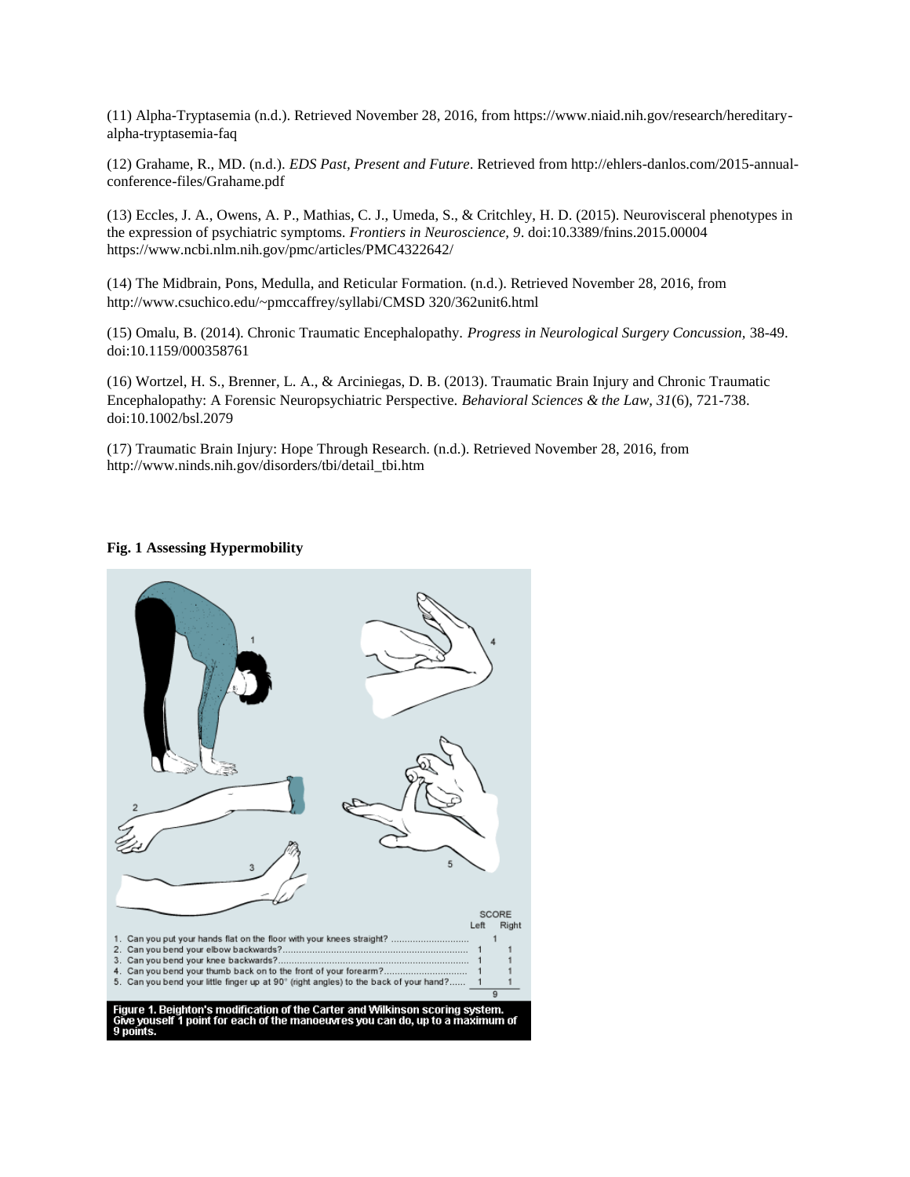(11) Alpha-Tryptasemia (n.d.). Retrieved November 28, 2016, from https://www.niaid.nih.gov/research/hereditary-alpha-tryptasemia-faq

(12) Grahame, R., MD. (n.d.). *EDS Past, Present and Future*. Retrieved from http://ehlers-danlos.com/2015-annual-conference-files/Grahame.pdf

(13) Eccles, J. A., Owens, A. P., Mathias, C. J., Umeda, S., & Critchley, H. D. (2015). Neurovisceral phenotypes in the expression of psychiatric symptoms. *Frontiers in Neuroscience, 9*. doi:10.3389/fnins.2015.00004 https://www.ncbi.nlm.nih.gov/pmc/articles/PMC4322642/

(14) The Midbrain, Pons, Medulla, and Reticular Formation. (n.d.). Retrieved November 28, 2016, from http://www.csuchico.edu/~pmccaffrey/syllabi/CMSD 320/362unit6.html

(15) Omalu, B. (2014). Chronic Traumatic Encephalopathy. *Progress in Neurological Surgery Concussion,* 38-49. doi:10.1159/000358761

(16) Wortzel, H. S., Brenner, L. A., & Arciniegas, D. B. (2013). Traumatic Brain Injury and Chronic Traumatic Encephalopathy: A Forensic Neuropsychiatric Perspective. *Behavioral Sciences & the Law, 31*(6), 721-738. doi:10.1002/bsl.2079

(17) Traumatic Brain Injury: Hope Through Research. (n.d.). Retrieved November 28, 2016, from http://www.ninds.nih.gov/disorders/tbi/detail_tbi.htm

**Fig. 1 Assessing Hypermobility**

| | SCORE Left | Right |
|---|---|---|
| 1. Can you put your hands flat on the floor with your knees straight? | 1 | |
| 2. Can you bend your elbow backwards? | 1 | 1 |
| 3. Can you bend your knee backwards? | 1 | 1 |
| 4. Can you bend your thumb back on to the front of your forearm? | 1 | 1 |
| 5. Can you bend your little finger up at 90° (right angles) to the back of your hand? | 1 | 1 |
| | 9 | |

**Figure 1. Beighton's modification of the Carter and Wilkinson scoring system. Give youself 1 point for each of the manoeuvres you can do, up to a maximum of 9 points.**